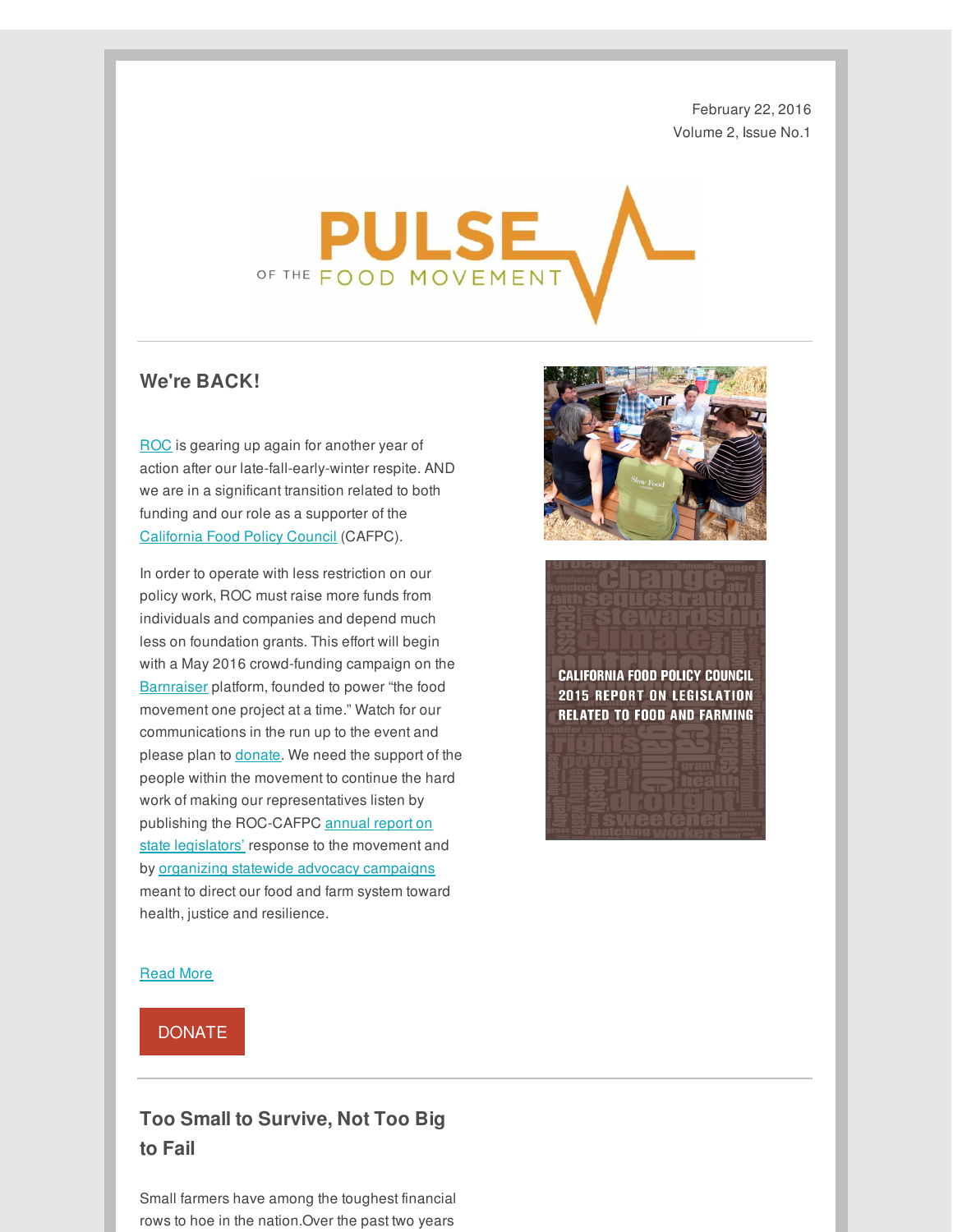February 22, 2016
Volume 2, Issue No.1

# PULSE OF THE FOOD MOVEMENT

## We're BACK!

ROC is gearing up again for another year of action after our late-fall-early-winter respite. AND we are in a significant transition related to both funding and our role as a supporter of the California Food Policy Council (CAFPC).

In order to operate with less restriction on our policy work, ROC must raise more funds from individuals and companies and depend much less on foundation grants. This effort will begin with a May 2016 crowd-funding campaign on the Barnraiser platform, founded to power "the food movement one project at a time." Watch for our communications in the run up to the event and please plan to donate. We need the support of the people within the movement to continue the hard work of making our representatives listen by publishing the ROC-CAFPC annual report on state legislators' response to the movement and by organizing statewide advocacy campaigns meant to direct our food and farm system toward health, justice and resilience.

CALIFORNIA FOOD POLICY COUNCIL 2015 REPORT ON LEGISLATION RELATED TO FOOD AND FARMING

Read More

DONATE

## Too Small to Survive, Not Too Big to Fail

Small farmers have among the toughest financial rows to hoe in the nation.Over the past two years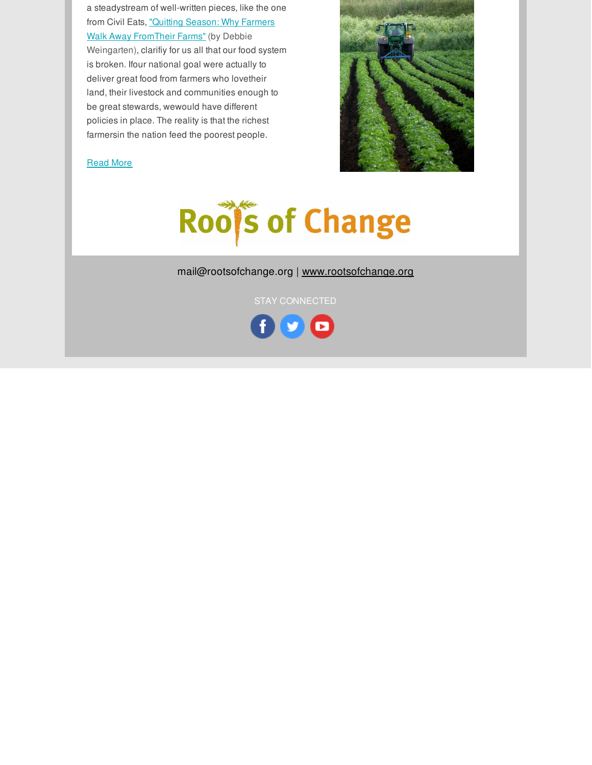a steadystream of well-written pieces, like the one from Civil Eats, "Quitting Season: Why Farmers Walk Away FromTheir Farms" (by Debbie Weingarten), clarifiy for us all that our food system is broken. Ifour national goal were actually to deliver great food from farmers who lovetheir land, their livestock and communities enough to be great stewards, wewould have different policies in place. The reality is that the richest farmersin the nation feed the poorest people.

Read More

Roots of Change

mail@rootsofchange.org | www.rootsofchange.org

STAY CONNECTED